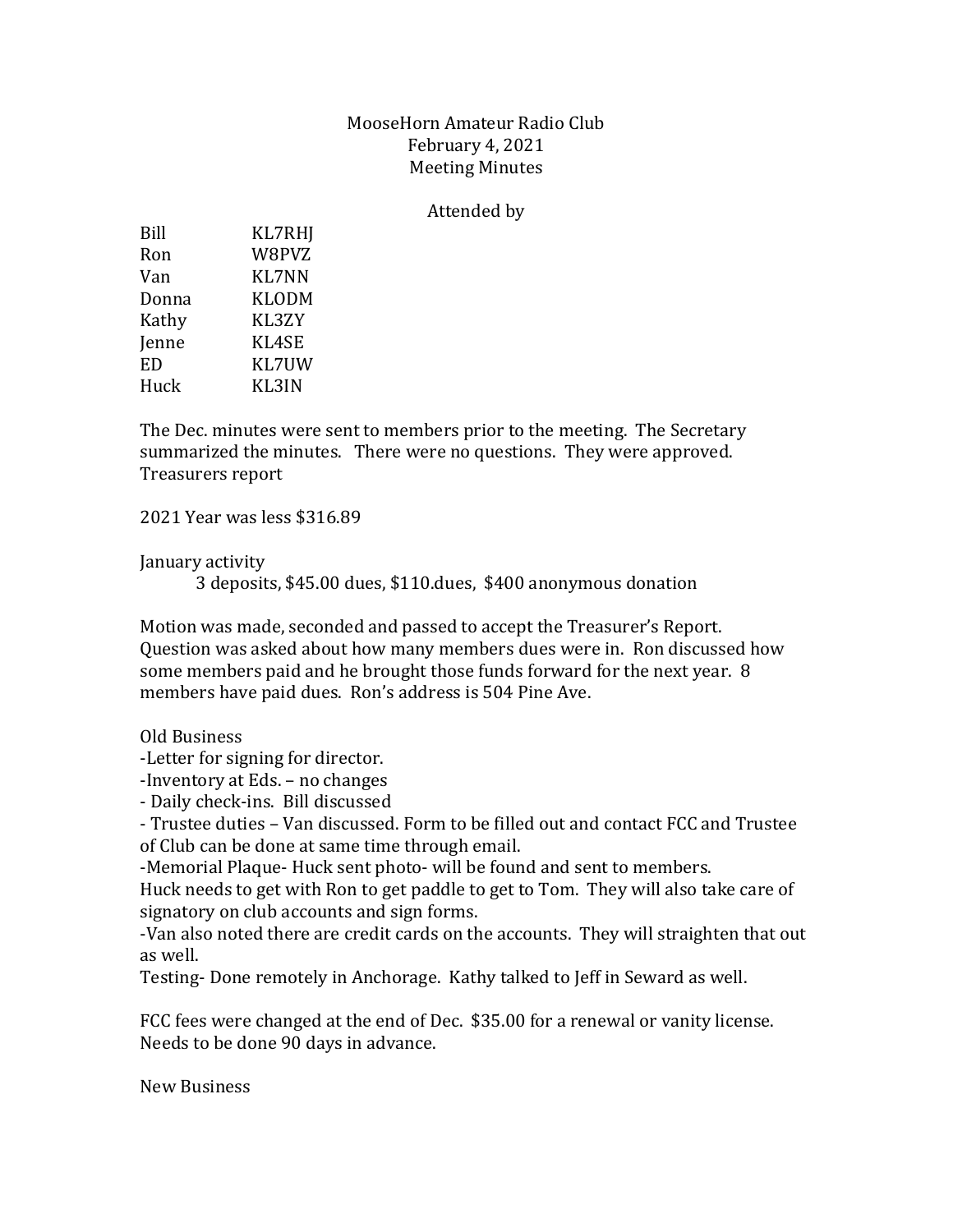MooseHorn Amateur Radio Club
February 4, 2021
Meeting Minutes

Attended by

| | |
|---|---|
| Bill | KL7RHJ |
| Ron | W8PVZ |
| Van | KL7NN |
| Donna | KLODM |
| Kathy | KL3ZY |
| Jenne | KL4SE |
| ED | KL7UW |
| Huck | KL3IN |

The Dec. minutes were sent to members prior to the meeting. The Secretary summarized the minutes. There were no questions. They were approved.
Treasurers report

2021 Year was less $316.89

January activity
    3 deposits, $45.00 dues, $110.dues, $400 anonymous donation

Motion was made, seconded and passed to accept the Treasurer's Report. Question was asked about how many members dues were in. Ron discussed how some members paid and he brought those funds forward for the next year. 8 members have paid dues. Ron's address is 504 Pine Ave.

Old Business
-Letter for signing for director.
-Inventory at Eds. – no changes
- Daily check-ins. Bill discussed
- Trustee duties – Van discussed. Form to be filled out and contact FCC and Trustee of Club can be done at same time through email.
-Memorial Plaque- Huck sent photo- will be found and sent to members.
Huck needs to get with Ron to get paddle to get to Tom. They will also take care of signatory on club accounts and sign forms.
-Van also noted there are credit cards on the accounts. They will straighten that out as well.
Testing- Done remotely in Anchorage. Kathy talked to Jeff in Seward as well.

FCC fees were changed at the end of Dec. $35.00 for a renewal or vanity license. Needs to be done 90 days in advance.

New Business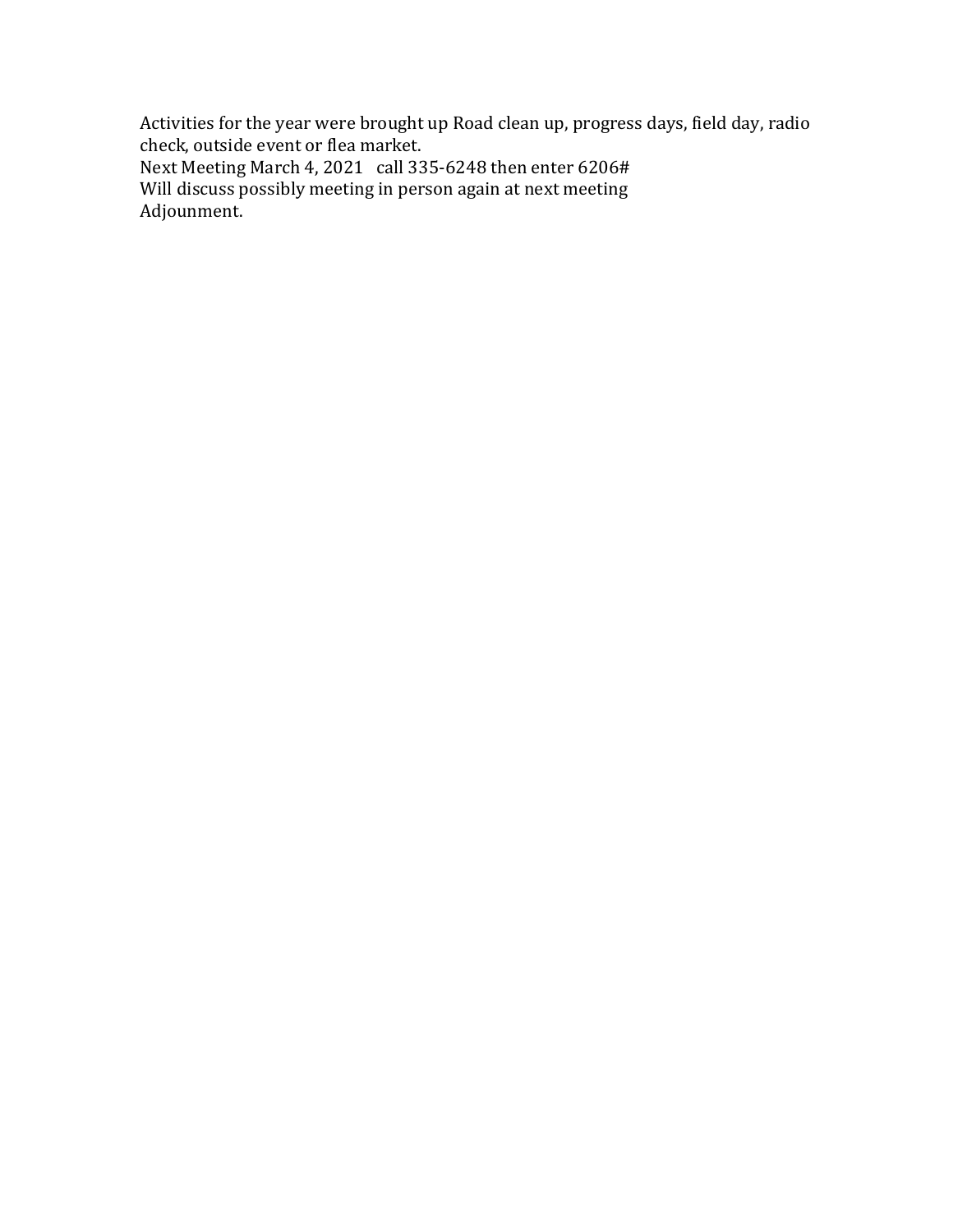Activities for the year were brought up Road clean up, progress days, field day, radio check, outside event or flea market.
Next Meeting March 4, 2021   call 335-6248 then enter 6206#
Will discuss possibly meeting in person again at next meeting
Adjounment.